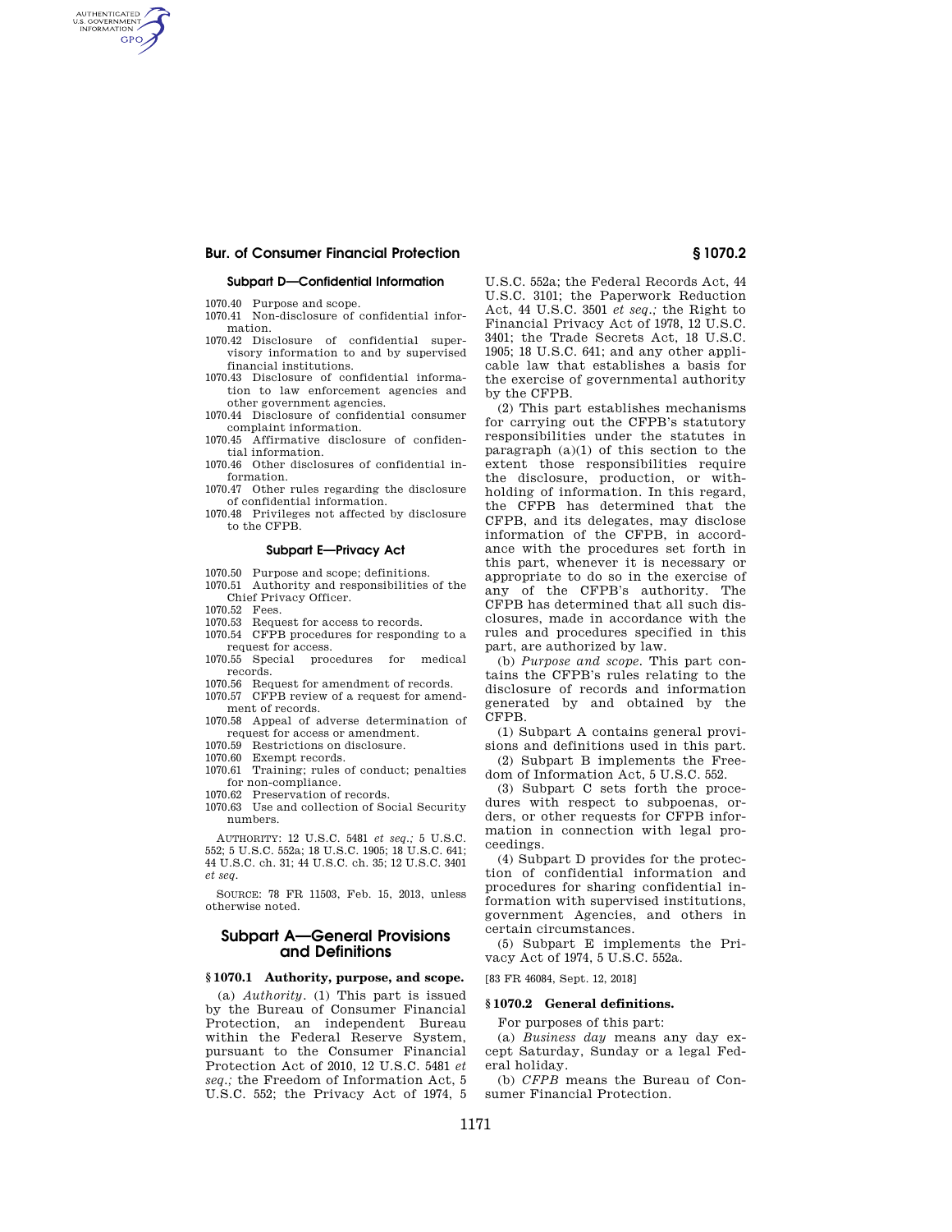### Subpart D—Confidential Information

1070.40 Purpose and scope.
1070.41 Non-disclosure of confidential information.
1070.42 Disclosure of confidential supervisory information to and by supervised financial institutions.
1070.43 Disclosure of confidential information to law enforcement agencies and other government agencies.
1070.44 Disclosure of confidential consumer complaint information.
1070.45 Affirmative disclosure of confidential information.
1070.46 Other disclosures of confidential information.
1070.47 Other rules regarding the disclosure of confidential information.
1070.48 Privileges not affected by disclosure to the CFPB.

### Subpart E—Privacy Act

1070.50 Purpose and scope; definitions.
1070.51 Authority and responsibilities of the Chief Privacy Officer.
1070.52 Fees.
1070.53 Request for access to records.
1070.54 CFPB procedures for responding to a request for access.
1070.55 Special procedures for medical records.
1070.56 Request for amendment of records.
1070.57 CFPB review of a request for amendment of records.
1070.58 Appeal of adverse determination of request for access or amendment.
1070.59 Restrictions on disclosure.
1070.60 Exempt records.
1070.61 Training; rules of conduct; penalties for non-compliance.
1070.62 Preservation of records.
1070.63 Use and collection of Social Security numbers.

AUTHORITY: 12 U.S.C. 5481 *et seq.;* 5 U.S.C. 552; 5 U.S.C. 552a; 18 U.S.C. 1905; 18 U.S.C. 641; 44 U.S.C. ch. 31; 44 U.S.C. ch. 35; 12 U.S.C. 3401 *et seq.*

SOURCE: 78 FR 11503, Feb. 15, 2013, unless otherwise noted.

## Subpart A—General Provisions and Definitions

### § 1070.1 Authority, purpose, and scope.

(a) *Authority.* (1) This part is issued by the Bureau of Consumer Financial Protection, an independent Bureau within the Federal Reserve System, pursuant to the Consumer Financial Protection Act of 2010, 12 U.S.C. 5481 *et seq.;* the Freedom of Information Act, 5 U.S.C. 552; the Privacy Act of 1974, 5 U.S.C. 552a; the Federal Records Act, 44 U.S.C. 3101; the Paperwork Reduction Act, 44 U.S.C. 3501 *et seq.;* the Right to Financial Privacy Act of 1978, 12 U.S.C. 3401; the Trade Secrets Act, 18 U.S.C. 1905; 18 U.S.C. 641; and any other applicable law that establishes a basis for the exercise of governmental authority by the CFPB.

(2) This part establishes mechanisms for carrying out the CFPB's statutory responsibilities under the statutes in paragraph (a)(1) of this section to the extent those responsibilities require the disclosure, production, or withholding of information. In this regard, the CFPB has determined that the CFPB, and its delegates, may disclose information of the CFPB, in accordance with the procedures set forth in this part, whenever it is necessary or appropriate to do so in the exercise of any of the CFPB's authority. The CFPB has determined that all such disclosures, made in accordance with the rules and procedures specified in this part, are authorized by law.

(b) *Purpose and scope.* This part contains the CFPB's rules relating to the disclosure of records and information generated by and obtained by the CFPB.

(1) Subpart A contains general provisions and definitions used in this part.

(2) Subpart B implements the Freedom of Information Act, 5 U.S.C. 552.

(3) Subpart C sets forth the procedures with respect to subpoenas, orders, or other requests for CFPB information in connection with legal proceedings.

(4) Subpart D provides for the protection of confidential information and procedures for sharing confidential information with supervised institutions, government Agencies, and others in certain circumstances.

(5) Subpart E implements the Privacy Act of 1974, 5 U.S.C. 552a.

[83 FR 46084, Sept. 12, 2018]

### § 1070.2 General definitions.

For purposes of this part:

(a) *Business day* means any day except Saturday, Sunday or a legal Federal holiday.

(b) *CFPB* means the Bureau of Consumer Financial Protection.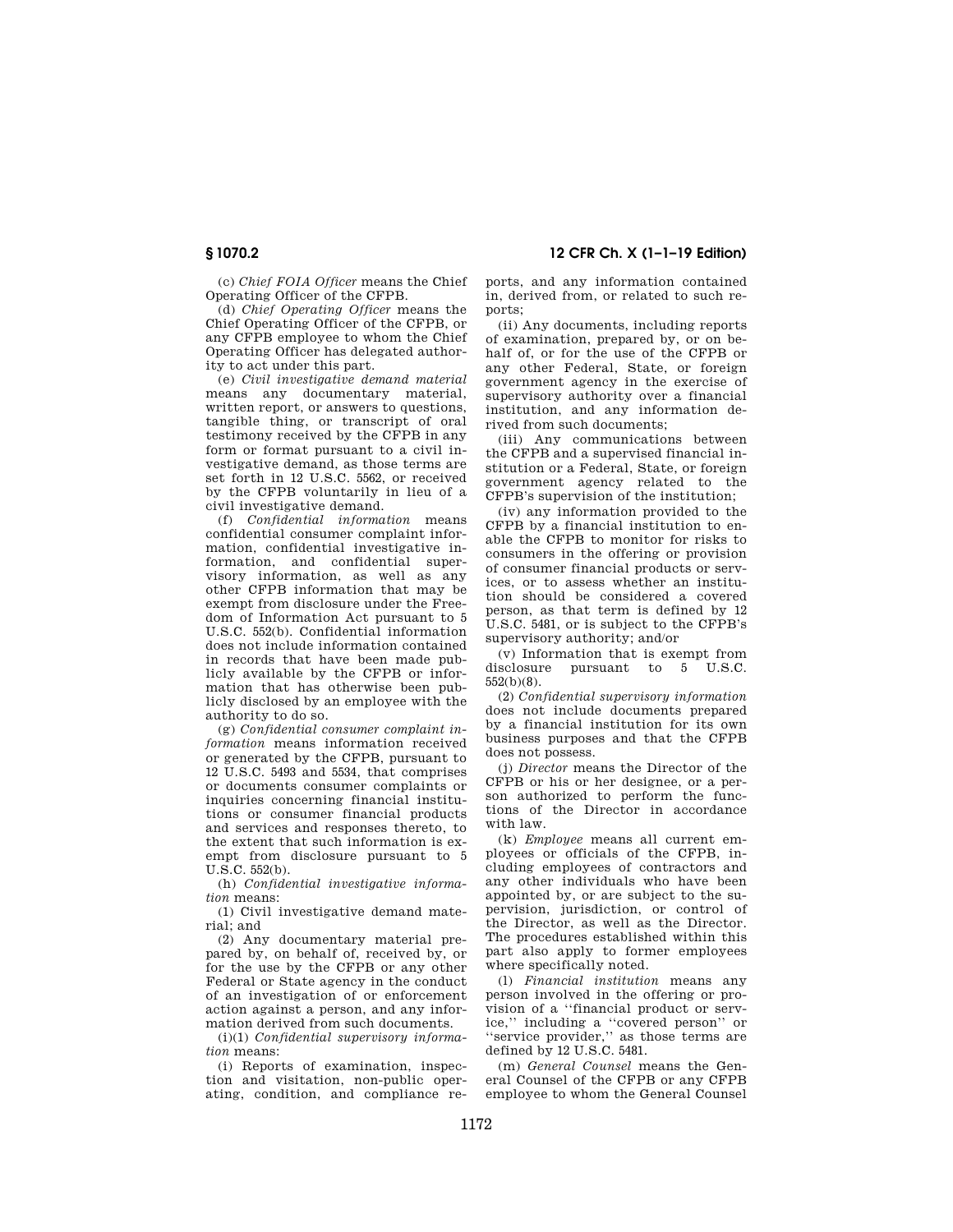(c) *Chief FOIA Officer* means the Chief Operating Officer of the CFPB.

(d) *Chief Operating Officer* means the Chief Operating Officer of the CFPB, or any CFPB employee to whom the Chief Operating Officer has delegated authority to act under this part.

(e) *Civil investigative demand material* means any documentary material, written report, or answers to questions, tangible thing, or transcript of oral testimony received by the CFPB in any form or format pursuant to a civil investigative demand, as those terms are set forth in 12 U.S.C. 5562, or received by the CFPB voluntarily in lieu of a civil investigative demand.

(f) *Confidential information* means confidential consumer complaint information, confidential investigative information, and confidential supervisory information, as well as any other CFPB information that may be exempt from disclosure under the Freedom of Information Act pursuant to 5 U.S.C. 552(b). Confidential information does not include information contained in records that have been made publicly available by the CFPB or information that has otherwise been publicly disclosed by an employee with the authority to do so.

(g) *Confidential consumer complaint information* means information received or generated by the CFPB, pursuant to 12 U.S.C. 5493 and 5534, that comprises or documents consumer complaints or inquiries concerning financial institutions or consumer financial products and services and responses thereto, to the extent that such information is exempt from disclosure pursuant to 5 U.S.C. 552(b).

(h) *Confidential investigative information* means:

(1) Civil investigative demand material; and

(2) Any documentary material prepared by, on behalf of, received by, or for the use by the CFPB or any other Federal or State agency in the conduct of an investigation of or enforcement action against a person, and any information derived from such documents.

(i)(1) *Confidential supervisory information* means:

(i) Reports of examination, inspection and visitation, non-public operating, condition, and compliance reports, and any information contained in, derived from, or related to such reports;

(ii) Any documents, including reports of examination, prepared by, or on behalf of, or for the use of the CFPB or any other Federal, State, or foreign government agency in the exercise of supervisory authority over a financial institution, and any information derived from such documents;

(iii) Any communications between the CFPB and a supervised financial institution or a Federal, State, or foreign government agency related to the CFPB's supervision of the institution;

(iv) any information provided to the CFPB by a financial institution to enable the CFPB to monitor for risks to consumers in the offering or provision of consumer financial products or services, or to assess whether an institution should be considered a covered person, as that term is defined by 12 U.S.C. 5481, or is subject to the CFPB's supervisory authority; and/or

(v) Information that is exempt from disclosure pursuant to 5 U.S.C. 552(b)(8).

(2) *Confidential supervisory information* does not include documents prepared by a financial institution for its own business purposes and that the CFPB does not possess.

(j) *Director* means the Director of the CFPB or his or her designee, or a person authorized to perform the functions of the Director in accordance with law.

(k) *Employee* means all current employees or officials of the CFPB, including employees of contractors and any other individuals who have been appointed by, or are subject to the supervision, jurisdiction, or control of the Director, as well as the Director. The procedures established within this part also apply to former employees where specifically noted.

(l) *Financial institution* means any person involved in the offering or provision of a ''financial product or service,'' including a ''covered person'' or ''service provider,'' as those terms are defined by 12 U.S.C. 5481.

(m) *General Counsel* means the General Counsel of the CFPB or any CFPB employee to whom the General Counsel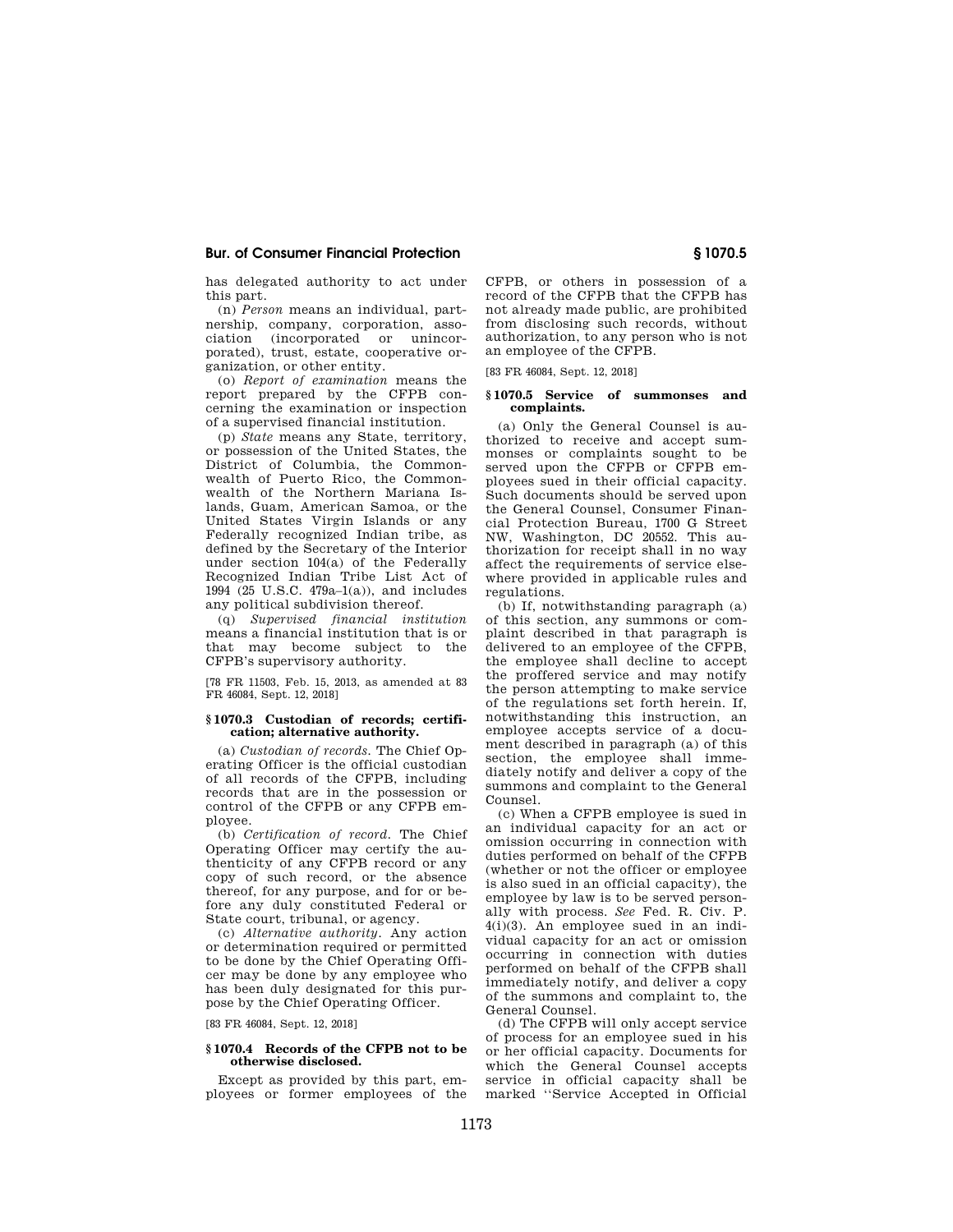has delegated authority to act under this part.

(n) *Person* means an individual, partnership, company, corporation, association (incorporated or unincorporated), trust, estate, cooperative organization, or other entity.

(o) *Report of examination* means the report prepared by the CFPB concerning the examination or inspection of a supervised financial institution.

(p) *State* means any State, territory, or possession of the United States, the District of Columbia, the Commonwealth of Puerto Rico, the Commonwealth of the Northern Mariana Islands, Guam, American Samoa, or the United States Virgin Islands or any Federally recognized Indian tribe, as defined by the Secretary of the Interior under section 104(a) of the Federally Recognized Indian Tribe List Act of 1994 (25 U.S.C. 479a–1(a)), and includes any political subdivision thereof.

(q) *Supervised financial institution* means a financial institution that is or that may become subject to the CFPB's supervisory authority.

[78 FR 11503, Feb. 15, 2013, as amended at 83 FR 46084, Sept. 12, 2018]

### § 1070.3 Custodian of records; certification; alternative authority.

(a) *Custodian of records.* The Chief Operating Officer is the official custodian of all records of the CFPB, including records that are in the possession or control of the CFPB or any CFPB employee.

(b) *Certification of record.* The Chief Operating Officer may certify the authenticity of any CFPB record or any copy of such record, or the absence thereof, for any purpose, and for or before any duly constituted Federal or State court, tribunal, or agency.

(c) *Alternative authority.* Any action or determination required or permitted to be done by the Chief Operating Officer may be done by any employee who has been duly designated for this purpose by the Chief Operating Officer.

[83 FR 46084, Sept. 12, 2018]

### § 1070.4 Records of the CFPB not to be otherwise disclosed.

Except as provided by this part, employees or former employees of the CFPB, or others in possession of a record of the CFPB that the CFPB has not already made public, are prohibited from disclosing such records, without authorization, to any person who is not an employee of the CFPB.

[83 FR 46084, Sept. 12, 2018]

### § 1070.5 Service of summonses and complaints.

(a) Only the General Counsel is authorized to receive and accept summonses or complaints sought to be served upon the CFPB or CFPB employees sued in their official capacity. Such documents should be served upon the General Counsel, Consumer Financial Protection Bureau, 1700 G Street NW, Washington, DC 20552. This authorization for receipt shall in no way affect the requirements of service elsewhere provided in applicable rules and regulations.

(b) If, notwithstanding paragraph (a) of this section, any summons or complaint described in that paragraph is delivered to an employee of the CFPB, the employee shall decline to accept the proffered service and may notify the person attempting to make service of the regulations set forth herein. If, notwithstanding this instruction, an employee accepts service of a document described in paragraph (a) of this section, the employee shall immediately notify and deliver a copy of the summons and complaint to the General Counsel.

(c) When a CFPB employee is sued in an individual capacity for an act or omission occurring in connection with duties performed on behalf of the CFPB (whether or not the officer or employee is also sued in an official capacity), the employee by law is to be served personally with process. *See* Fed. R. Civ. P. 4(i)(3). An employee sued in an individual capacity for an act or omission occurring in connection with duties performed on behalf of the CFPB shall immediately notify, and deliver a copy of the summons and complaint to, the General Counsel.

(d) The CFPB will only accept service of process for an employee sued in his or her official capacity. Documents for which the General Counsel accepts service in official capacity shall be marked ''Service Accepted in Official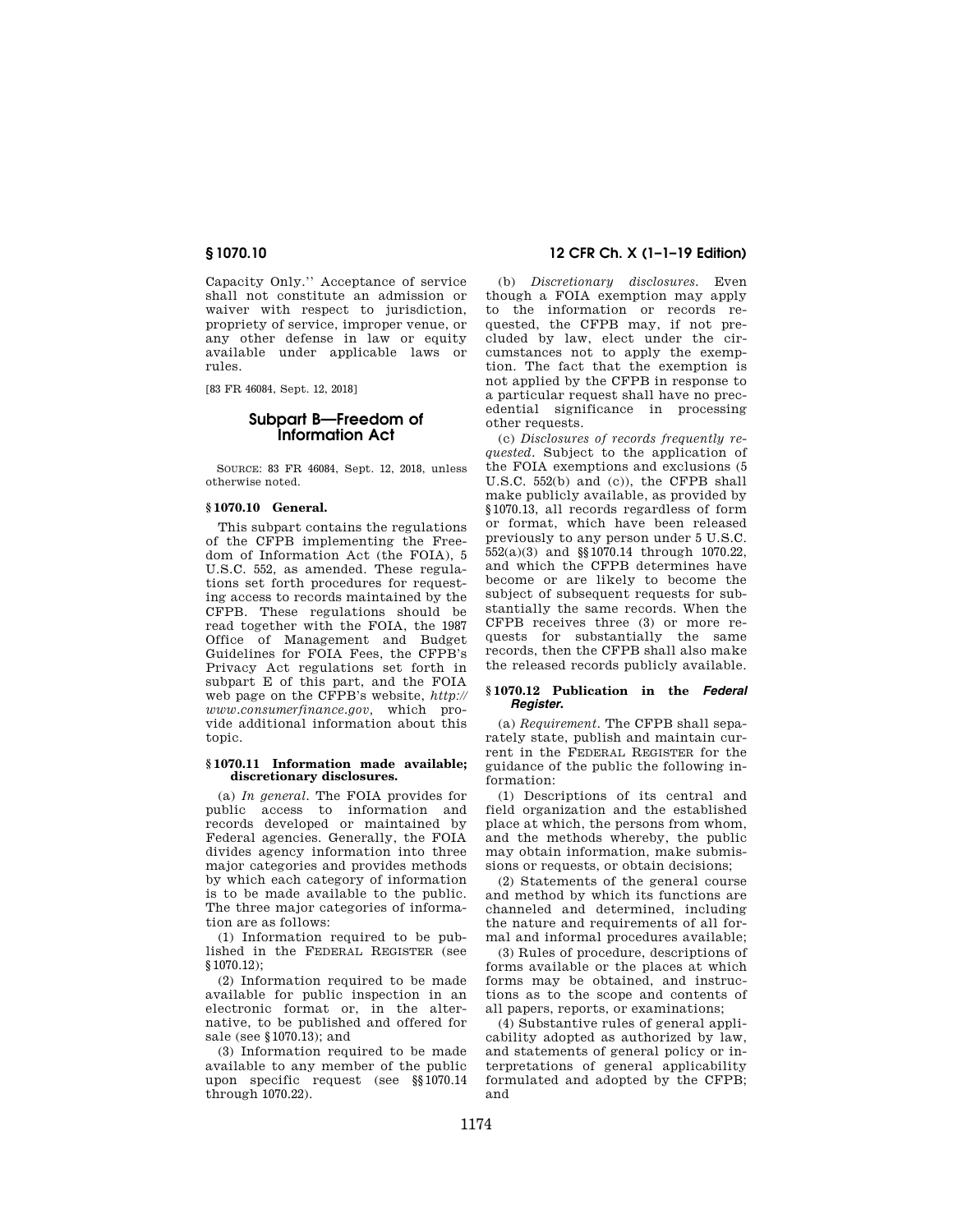Capacity Only.'' Acceptance of service shall not constitute an admission or waiver with respect to jurisdiction, propriety of service, improper venue, or any other defense in law or equity available under applicable laws or rules.

[83 FR 46084, Sept. 12, 2018]

## Subpart B—Freedom of Information Act

SOURCE: 83 FR 46084, Sept. 12, 2018, unless otherwise noted.

### § 1070.10 General.

This subpart contains the regulations of the CFPB implementing the Freedom of Information Act (the FOIA), 5 U.S.C. 552, as amended. These regulations set forth procedures for requesting access to records maintained by the CFPB. These regulations should be read together with the FOIA, the 1987 Office of Management and Budget Guidelines for FOIA Fees, the CFPB's Privacy Act regulations set forth in subpart E of this part, and the FOIA web page on the CFPB's website, *http://www.consumerfinance.gov*, which provide additional information about this topic.

### § 1070.11 Information made available; discretionary disclosures.

(a) *In general*. The FOIA provides for public access to information and records developed or maintained by Federal agencies. Generally, the FOIA divides agency information into three major categories and provides methods by which each category of information is to be made available to the public. The three major categories of information are as follows:

(1) Information required to be published in the FEDERAL REGISTER (see § 1070.12);

(2) Information required to be made available for public inspection in an electronic format or, in the alternative, to be published and offered for sale (see § 1070.13); and

(3) Information required to be made available to any member of the public upon specific request (see §§ 1070.14 through 1070.22).

(b) *Discretionary disclosures*. Even though a FOIA exemption may apply to the information or records requested, the CFPB may, if not precluded by law, elect under the circumstances not to apply the exemption. The fact that the exemption is not applied by the CFPB in response to a particular request shall have no precedential significance in processing other requests.

(c) *Disclosures of records frequently requested*. Subject to the application of the FOIA exemptions and exclusions (5 U.S.C. 552(b) and (c)), the CFPB shall make publicly available, as provided by § 1070.13, all records regardless of form or format, which have been released previously to any person under 5 U.S.C. 552(a)(3) and §§ 1070.14 through 1070.22, and which the CFPB determines have become or are likely to become the subject of subsequent requests for substantially the same records. When the CFPB receives three (3) or more requests for substantially the same records, then the CFPB shall also make the released records publicly available.

### § 1070.12 Publication in the *Federal Register*.

(a) *Requirement*. The CFPB shall separately state, publish and maintain current in the FEDERAL REGISTER for the guidance of the public the following information:

(1) Descriptions of its central and field organization and the established place at which, the persons from whom, and the methods whereby, the public may obtain information, make submissions or requests, or obtain decisions;

(2) Statements of the general course and method by which its functions are channeled and determined, including the nature and requirements of all formal and informal procedures available;

(3) Rules of procedure, descriptions of forms available or the places at which forms may be obtained, and instructions as to the scope and contents of all papers, reports, or examinations;

(4) Substantive rules of general applicability adopted as authorized by law, and statements of general policy or interpretations of general applicability formulated and adopted by the CFPB; and